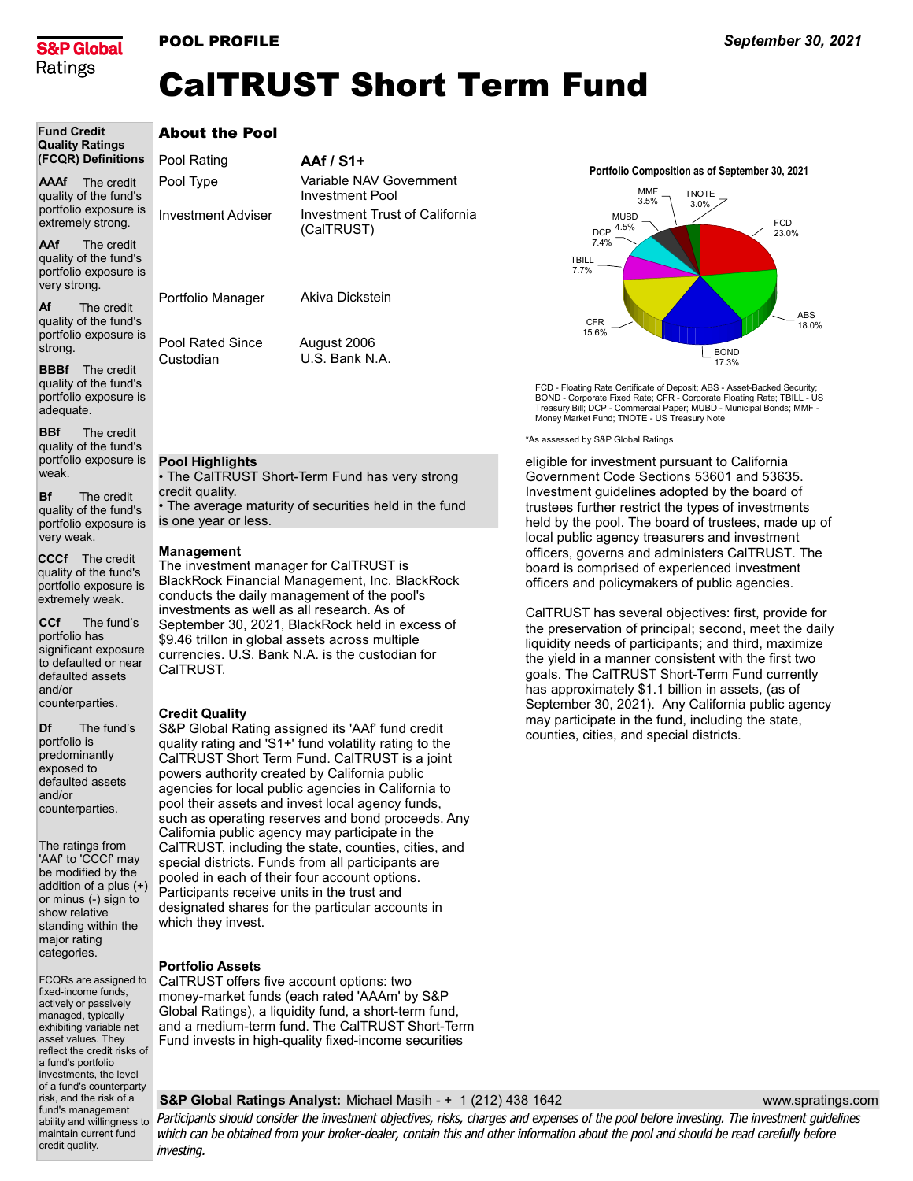# POOL PROFILE

**September 30, 2021**

# CalTRUST Short Term Fund

## About the Pool

| | |
|---|---|
| Pool Rating | **AAf / S1+** |
| Pool Type | Variable NAV Government Investment Pool |
| Investment Adviser | Investment Trust of California (CalTRUST) |
| Portfolio Manager | Akiva Dickstein |
| Pool Rated Since | August 2006 |
| Custodian | U.S. Bank N.A. |

**Portfolio Composition as of September 30, 2021**

FCD 23.0%
ABS 18.0%
BOND 17.3%
CFR 15.6%
TBILL 7.7%
DCP 7.4%
MUBD 4.5%
MMF 3.5%
TNOTE 3.0%

FCD - Floating Rate Certificate of Deposit; ABS - Asset-Backed Security; BOND - Corporate Fixed Rate; CFR - Corporate Floating Rate; TBILL - US Treasury Bill; DCP - Commercial Paper; MUBD - Municipal Bonds; MMF - Money Market Fund; TNOTE - US Treasury Note

*As assessed by S&P Global Ratings

### Pool Highlights

- The CalTRUST Short-Term Fund has very strong credit quality.
- The average maturity of securities held in the fund is one year or less.

### Management

The investment manager for CalTRUST is BlackRock Financial Management, Inc. BlackRock conducts the daily management of the pool's investments as well as all research. As of September 30, 2021, BlackRock held in excess of $9.46 trillon in global assets across multiple currencies. U.S. Bank N.A. is the custodian for CalTRUST.

### Credit Quality

S&P Global Rating assigned its 'AAf' fund credit quality rating and 'S1+' fund volatility rating to the CalTRUST Short Term Fund. CalTRUST is a joint powers authority created by California public agencies for local public agencies in California to pool their assets and invest local agency funds, such as operating reserves and bond proceeds. Any California public agency may participate in the CalTRUST, including the state, counties, cities, and special districts. Funds from all participants are pooled in each of their four account options. Participants receive units in the trust and designated shares for the particular accounts in which they invest.

### Portfolio Assets

CalTRUST offers five account options: two money-market funds (each rated 'AAAm' by S&P Global Ratings), a liquidity fund, a short-term fund, and a medium-term fund. The CalTRUST Short-Term Fund invests in high-quality fixed-income securities eligible for investment pursuant to California Government Code Sections 53601 and 53635. Investment guidelines adopted by the board of trustees further restrict the types of investments held by the pool. The board of trustees, made up of local public agency treasurers and investment officers, governs and administers CalTRUST. The board is comprised of experienced investment officers and policymakers of public agencies.

CalTRUST has several objectives: first, provide for the preservation of principal; second, meet the daily liquidity needs of participants; and third, maximize the yield in a manner consistent with the first two goals. The CalTRUST Short-Term Fund currently has approximately $1.1 billion in assets, (as of September 30, 2021). Any California public agency may participate in the fund, including the state, counties, cities, and special districts.

## Fund Credit Quality Ratings (FCQR) Definitions

**AAAf** The credit quality of the fund's portfolio exposure is extremely strong.

**AAf** The credit quality of the fund's portfolio exposure is very strong.

**Af** The credit quality of the fund's portfolio exposure is strong.

**BBBf** The credit quality of the fund's portfolio exposure is adequate.

**BBf** The credit quality of the fund's portfolio exposure is weak.

**Bf** The credit quality of the fund's portfolio exposure is very weak.

**CCCf** The credit quality of the fund's portfolio exposure is extremely weak.

**CCf** The fund's portfolio has significant exposure to defaulted or near defaulted assets and/or counterparties.

**Df** The fund's portfolio is predominantly exposed to defaulted assets and/or counterparties.

The ratings from 'AAf' to 'CCCf' may be modified by the addition of a plus (+) or minus (-) sign to show relative standing within the major rating categories.

FCQRs are assigned to fixed-income funds, actively or passively managed, typically exhibiting variable net asset values. They reflect the credit risks of a fund's portfolio investments, the level of a fund's counterparty risk, and the risk of a fund's management ability and willingness to maintain current fund credit quality.

**S&P Global Ratings Analyst:** Michael Masih - + 1 (212) 438 1642 www.spratings.com

*Participants should consider the investment objectives, risks, charges and expenses of the pool before investing. The investment guidelines which can be obtained from your broker-dealer, contain this and other information about the pool and should be read carefully before investing.*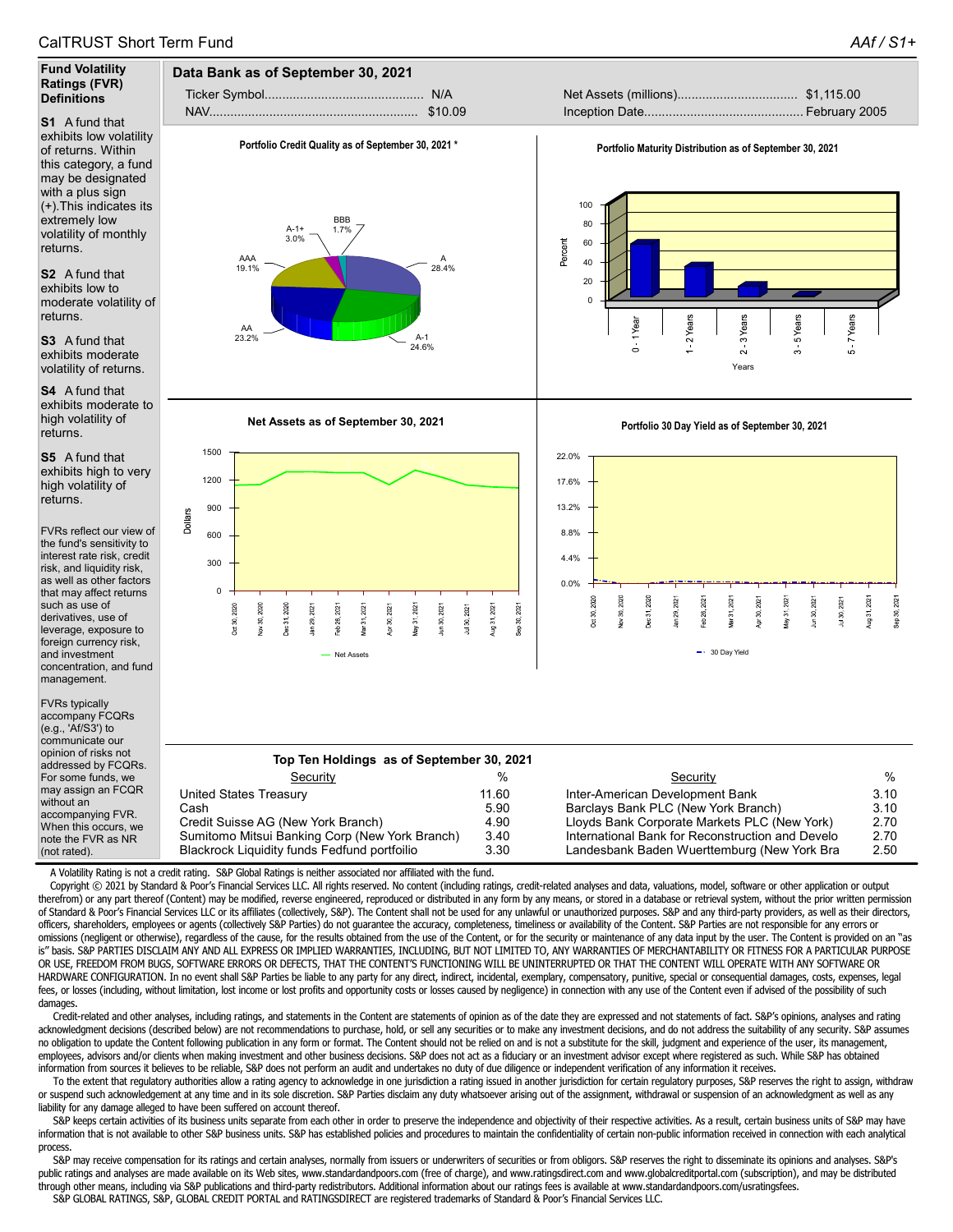CalTRUST Short Term Fund

*AAf / S1+*

**Fund Volatility Ratings (FVR) Definitions**

**S1** A fund that exhibits low volatility of returns. Within this category, a fund may be designated with a plus sign (+).This indicates its extremely low volatility of monthly returns.

**S2** A fund that exhibits low to moderate volatility of returns.

**S3** A fund that exhibits moderate volatility of returns.

**S4** A fund that exhibits moderate to high volatility of returns.

**S5** A fund that exhibits high to very high volatility of returns.

FVRs reflect our view of the fund's sensitivity to interest rate risk, credit risk, and liquidity risk, as well as other factors that may affect returns such as use of derivatives, use of leverage, exposure to foreign currency risk, and investment concentration, and fund management.

FVRs typically accompany FCQRs (e.g., 'Af/S3') to communicate our opinion of risks not addressed by FCQRs. For some funds, we may assign an FCQR without an accompanying FVR. When this occurs, we note the FVR as NR (not rated).

## Data Bank as of September 30, 2021

Ticker Symbol............................................ N/A

NAV........................................................ $10.09

Net Assets (millions)................................. $1,115.00

Inception Date........................................... February 2005

**Portfolio Credit Quality as of September 30, 2021 \***

A-1+ 3.0%
BBB 1.7%
AAA 19.1%
A 28.4%
AA 23.2%
A-1 24.6%

**Portfolio Maturity Distribution as of September 30, 2021**

Percent
100
80
60
40
20
0
0 - 1 Year
1 - 2 Years
2 - 3 Years
3 - 5 Years
5 - 7 Years
Years

**Net Assets as of September 30, 2021**

Dollars
1500
1200
900
600
300
0
Oct 30, 2020
Nov 30, 2020
Dec 31, 2020
Jan 29, 2021
Feb 28, 2021
Mar 31, 2021
Apr 30, 2021
May 31, 2021
Jun 30, 2021
Jul 30, 2021
Aug 31, 2021
Sep 30, 2021
Net Assets

**Portfolio 30 Day Yield as of September 30, 2021**

22.0%
17.6%
13.2%
8.8%
4.4%
0.0%
Oct 30, 2020
Nov 30, 2020
Dec 31, 2020
Jan 29, 2021
Feb 28, 2021
Mar 31, 2021
Apr 30, 2021
May 31, 2021
Jun 30, 2021
Jul 30, 2021
Aug 31, 2021
Sep 30, 2021
30 Day Yield

**Top Ten Holdings as of September 30, 2021**

| Security | % | Security | % |
|---|---|---|---|
| United States Treasury | 11.60 | Inter-American Development Bank | 3.10 |
| Cash | 5.90 | Barclays Bank PLC (New York Branch) | 3.10 |
| Credit Suisse AG (New York Branch) | 4.90 | Lloyds Bank Corporate Markets PLC (New York) | 2.70 |
| Sumitomo Mitsui Banking Corp (New York Branch) | 3.40 | International Bank for Reconstruction and Develo | 2.70 |
| Blackrock Liquidity funds Fedfund portfoilio | 3.30 | Landesbank Baden Wuerttemburg (New York Bra | 2.50 |

A Volatility Rating is not a credit rating. S&P Global Ratings is neither associated nor affiliated with the fund.

Copyright © 2021 by Standard & Poor's Financial Services LLC. All rights reserved. No content (including ratings, credit-related analyses and data, valuations, model, software or other application or output therefrom) or any part thereof (Content) may be modified, reverse engineered, reproduced or distributed in any form by any means, or stored in a database or retrieval system, without the prior written permission of Standard & Poor's Financial Services LLC or its affiliates (collectively, S&P). The Content shall not be used for any unlawful or unauthorized purposes. S&P and any third-party providers, as well as their directors, officers, shareholders, employees or agents (collectively S&P Parties) do not guarantee the accuracy, completeness, timeliness or availability of the Content. S&P Parties are not responsible for any errors or omissions (negligent or otherwise), regardless of the cause, for the results obtained from the use of the Content, or for the security or maintenance of any data input by the user. The Content is provided on an "as is" basis. S&P PARTIES DISCLAIM ANY AND ALL EXPRESS OR IMPLIED WARRANTIES, INCLUDING, BUT NOT LIMITED TO, ANY WARRANTIES OF MERCHANTABILITY OR FITNESS FOR A PARTICULAR PURPOSE OR USE, FREEDOM FROM BUGS, SOFTWARE ERRORS OR DEFECTS, THAT THE CONTENT'S FUNCTIONING WILL BE UNINTERRUPTED OR THAT THE CONTENT WILL OPERATE WITH ANY SOFTWARE OR HARDWARE CONFIGURATION. In no event shall S&P Parties be liable to any party for any direct, indirect, incidental, exemplary, compensatory, punitive, special or consequential damages, costs, expenses, legal fees, or losses (including, without limitation, lost income or lost profits and opportunity costs or losses caused by negligence) in connection with any use of the Content even if advised of the possibility of such damages.

Credit-related and other analyses, including ratings, and statements in the Content are statements of opinion as of the date they are expressed and not statements of fact. S&P's opinions, analyses and rating acknowledgment decisions (described below) are not recommendations to purchase, hold, or sell any securities or to make any investment decisions, and do not address the suitability of any security. S&P assumes no obligation to update the Content following publication in any form or format. The Content should not be relied on and is not a substitute for the skill, judgment and experience of the user, its management, employees, advisors and/or clients when making investment and other business decisions. S&P does not act as a fiduciary or an investment advisor except where registered as such. While S&P has obtained information from sources it believes to be reliable, S&P does not perform an audit and undertakes no duty of due diligence or independent verification of any information it receives.

To the extent that regulatory authorities allow a rating agency to acknowledge in one jurisdiction a rating issued in another jurisdiction for certain regulatory purposes, S&P reserves the right to assign, withdraw or suspend such acknowledgement at any time and in its sole discretion. S&P Parties disclaim any duty whatsoever arising out of the assignment, withdrawal or suspension of an acknowledgment as well as any liability for any damage alleged to have been suffered on account thereof.

S&P keeps certain activities of its business units separate from each other in order to preserve the independence and objectivity of their respective activities. As a result, certain business units of S&P may have information that is not available to other S&P business units. S&P has established policies and procedures to maintain the confidentiality of certain non-public information received in connection with each analytical process.

S&P may receive compensation for its ratings and certain analyses, normally from issuers or underwriters of securities or from obligors. S&P reserves the right to disseminate its opinions and analyses. S&P's public ratings and analyses are made available on its Web sites, www.standardandpoors.com (free of charge), and www.ratingsdirect.com and www.globalcreditportal.com (subscription), and may be distributed through other means, including via S&P publications and third-party redistributors. Additional information about our ratings fees is available at www.standardandpoors.com/usratingsfees.

S&P GLOBAL RATINGS, S&P, GLOBAL CREDIT PORTAL and RATINGSDIRECT are registered trademarks of Standard & Poor's Financial Services LLC.